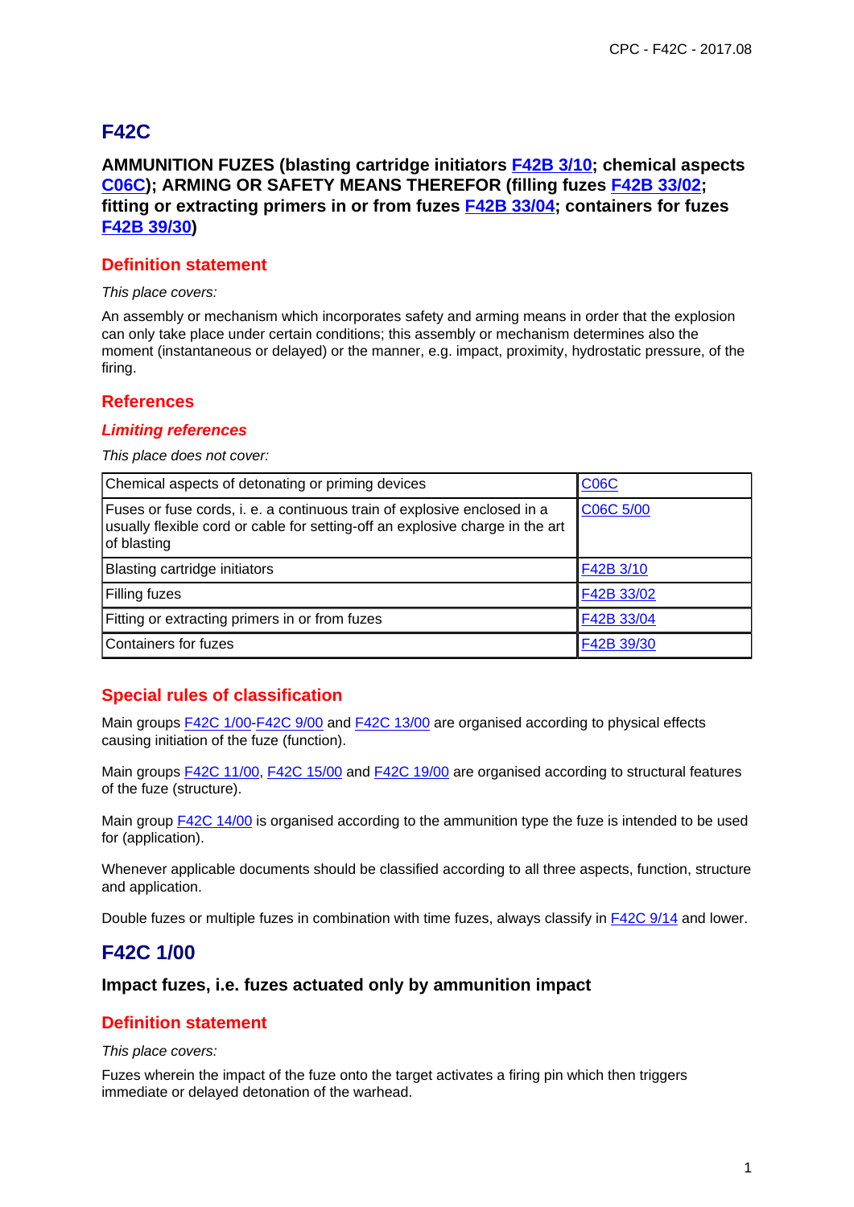# F42C

**AMMUNITION FUZES (blasting cartridge initiators F42B 3/10; chemical aspects C06C); ARMING OR SAFETY MEANS THEREFOR (filling fuzes F42B 33/02; fitting or extracting primers in or from fuzes F42B 33/04; containers for fuzes F42B 39/30)**

## Definition statement

*This place covers:*

An assembly or mechanism which incorporates safety and arming means in order that the explosion can only take place under certain conditions; this assembly or mechanism determines also the moment (instantaneous or delayed) or the manner, e.g. impact, proximity, hydrostatic pressure, of the firing.

## References

### *Limiting references*

*This place does not cover:*

| | |
|---|---|
| Chemical aspects of detonating or priming devices | C06C |
| Fuses or fuse cords, i. e. a continuous train of explosive enclosed in a usually flexible cord or cable for setting-off an explosive charge in the art of blasting | C06C 5/00 |
| Blasting cartridge initiators | F42B 3/10 |
| Filling fuzes | F42B 33/02 |
| Fitting or extracting primers in or from fuzes | F42B 33/04 |
| Containers for fuzes | F42B 39/30 |

## Special rules of classification

Main groups F42C 1/00-F42C 9/00 and F42C 13/00 are organised according to physical effects causing initiation of the fuze (function).

Main groups F42C 11/00, F42C 15/00 and F42C 19/00 are organised according to structural features of the fuze (structure).

Main group F42C 14/00 is organised according to the ammunition type the fuze is intended to be used for (application).

Whenever applicable documents should be classified according to all three aspects, function, structure and application.

Double fuzes or multiple fuzes in combination with time fuzes, always classify in F42C 9/14 and lower.

# F42C 1/00

**Impact fuzes, i.e. fuzes actuated only by ammunition impact**

## Definition statement

*This place covers:*

Fuzes wherein the impact of the fuze onto the target activates a firing pin which then triggers immediate or delayed detonation of the warhead.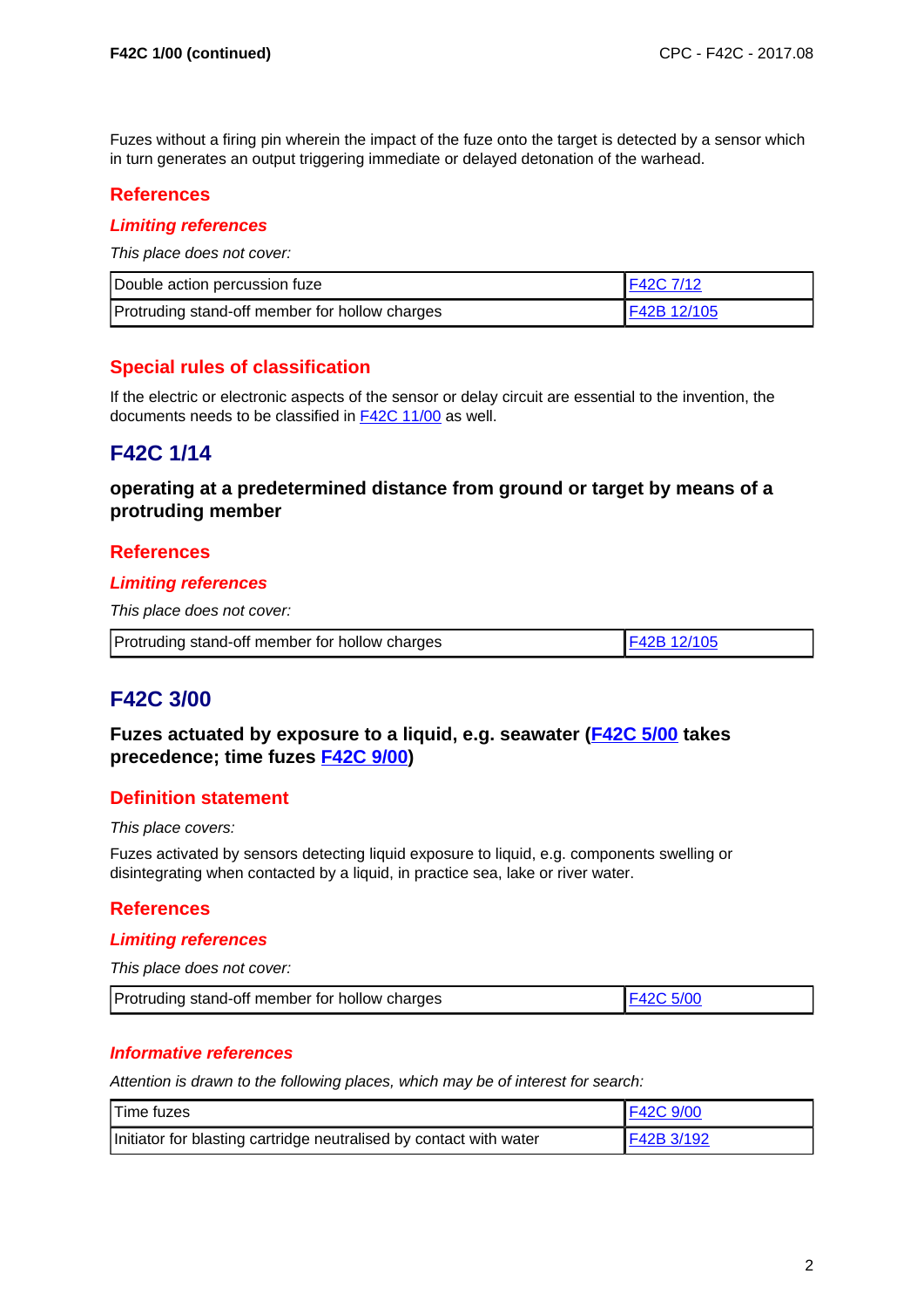Fuzes without a firing pin wherein the impact of the fuze onto the target is detected by a sensor which in turn generates an output triggering immediate or delayed detonation of the warhead.

### References

#### *Limiting references*

*This place does not cover:*

| Double action percussion fuze | F42C 7/12 |
|---|---|
| Protruding stand-off member for hollow charges | F42B 12/105 |

### Special rules of classification

If the electric or electronic aspects of the sensor or delay circuit are essential to the invention, the documents needs to be classified in F42C 11/00 as well.

## F42C 1/14

**operating at a predetermined distance from ground or target by means of a protruding member**

### References

#### *Limiting references*

*This place does not cover:*

| Protruding stand-off member for hollow charges | F42B 12/105 |
|---|---|

## F42C 3/00

**Fuzes actuated by exposure to a liquid, e.g. seawater (F42C 5/00 takes precedence; time fuzes F42C 9/00)**

### Definition statement

*This place covers:*

Fuzes activated by sensors detecting liquid exposure to liquid, e.g. components swelling or disintegrating when contacted by a liquid, in practice sea, lake or river water.

### References

#### *Limiting references*

*This place does not cover:*

| Protruding stand-off member for hollow charges | F42C 5/00 |
|---|---|

#### *Informative references*

*Attention is drawn to the following places, which may be of interest for search:*

| Time fuzes | F42C 9/00 |
|---|---|
| Initiator for blasting cartridge neutralised by contact with water | F42B 3/192 |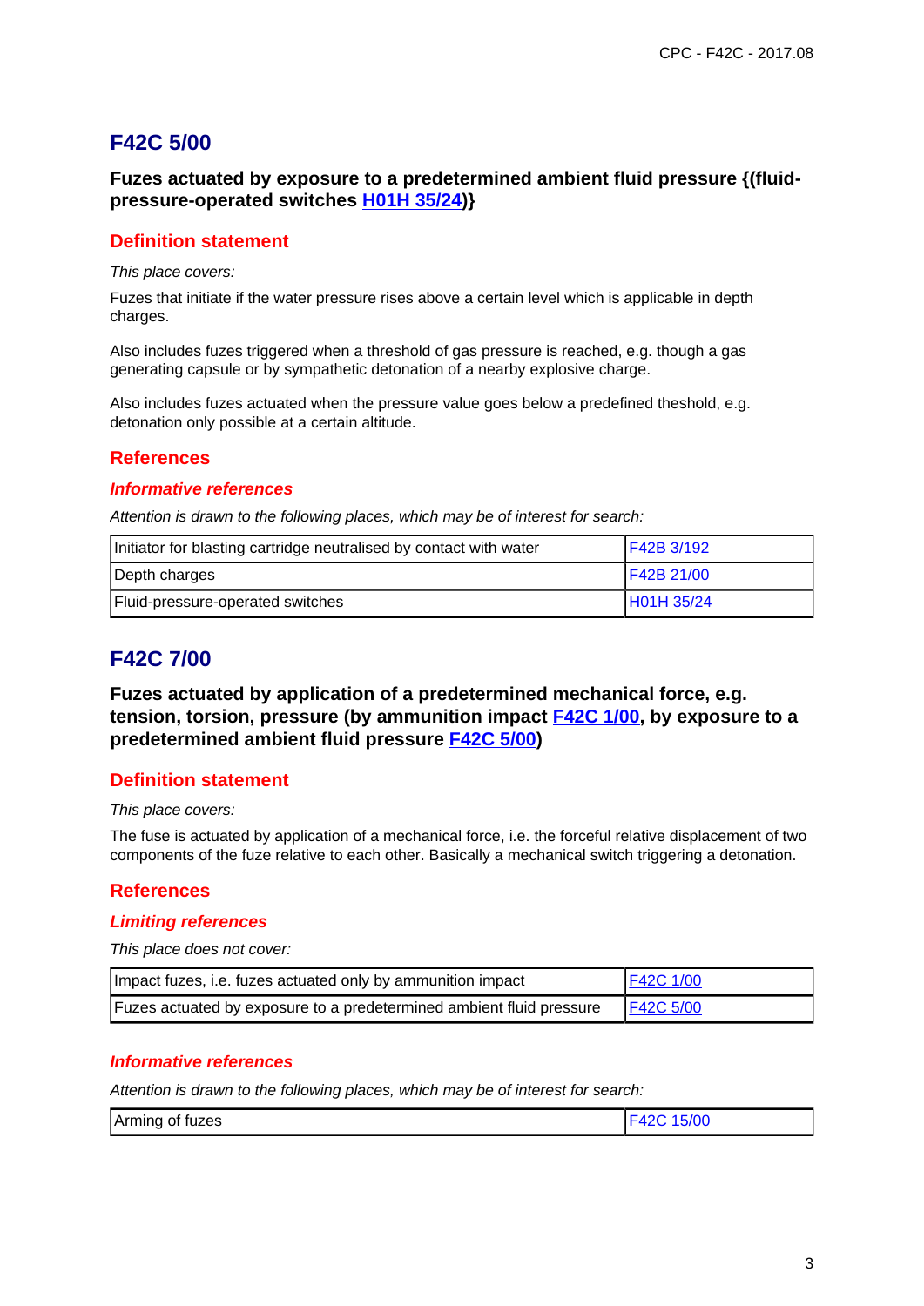## F42C 5/00

### Fuzes actuated by exposure to a predetermined ambient fluid pressure {(fluid-pressure-operated switches H01H 35/24)}

#### Definition statement

*This place covers:*

Fuzes that initiate if the water pressure rises above a certain level which is applicable in depth charges.

Also includes fuzes triggered when a threshold of gas pressure is reached, e.g. though a gas generating capsule or by sympathetic detonation of a nearby explosive charge.

Also includes fuzes actuated when the pressure value goes below a predefined theshold, e.g. detonation only possible at a certain altitude.

#### References

##### *Informative references*

*Attention is drawn to the following places, which may be of interest for search:*

| | |
|---|---|
| Initiator for blasting cartridge neutralised by contact with water | F42B 3/192 |
| Depth charges | F42B 21/00 |
| Fluid-pressure-operated switches | H01H 35/24 |

## F42C 7/00

### Fuzes actuated by application of a predetermined mechanical force, e.g. tension, torsion, pressure (by ammunition impact F42C 1/00, by exposure to a predetermined ambient fluid pressure F42C 5/00)

#### Definition statement

*This place covers:*

The fuse is actuated by application of a mechanical force, i.e. the forceful relative displacement of two components of the fuze relative to each other. Basically a mechanical switch triggering a detonation.

#### References

##### *Limiting references*

*This place does not cover:*

| | |
|---|---|
| Impact fuzes, i.e. fuzes actuated only by ammunition impact | F42C 1/00 |
| Fuzes actuated by exposure to a predetermined ambient fluid pressure | F42C 5/00 |

##### *Informative references*

*Attention is drawn to the following places, which may be of interest for search:*

| | |
|---|---|
| Arming of fuzes | F42C 15/00 |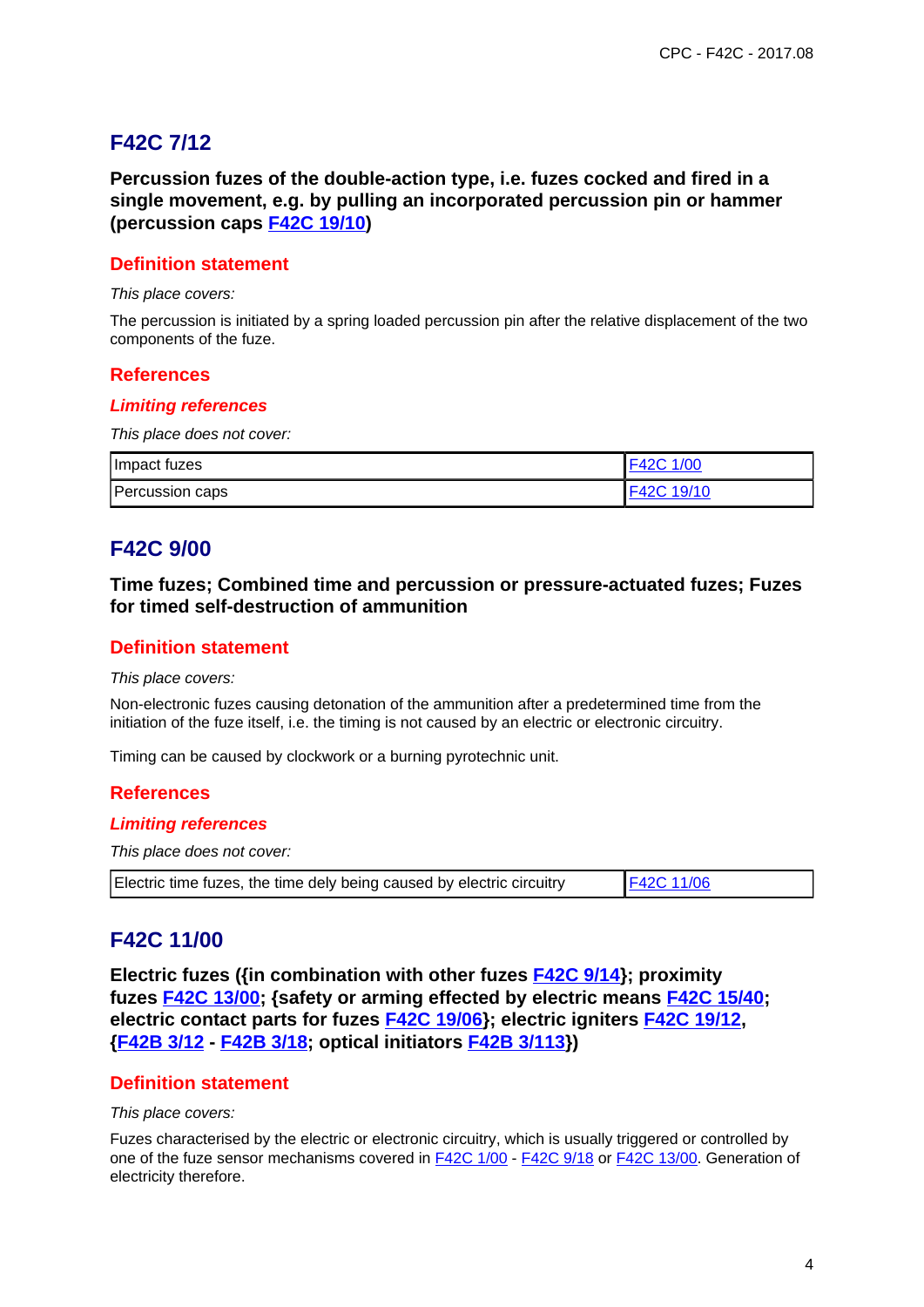## F42C 7/12

**Percussion fuzes of the double-action type, i.e. fuzes cocked and fired in a single movement, e.g. by pulling an incorporated percussion pin or hammer (percussion caps F42C 19/10)**

### Definition statement

*This place covers:*

The percussion is initiated by a spring loaded percussion pin after the relative displacement of the two components of the fuze.

### References

#### *Limiting references*

*This place does not cover:*

| | |
|---|---|
| Impact fuzes | F42C 1/00 |
| Percussion caps | F42C 19/10 |

## F42C 9/00

**Time fuzes; Combined time and percussion or pressure-actuated fuzes; Fuzes for timed self-destruction of ammunition**

### Definition statement

*This place covers:*

Non-electronic fuzes causing detonation of the ammunition after a predetermined time from the initiation of the fuze itself, i.e. the timing is not caused by an electric or electronic circuitry.

Timing can be caused by clockwork or a burning pyrotechnic unit.

### References

#### *Limiting references*

*This place does not cover:*

| | |
|---|---|
| Electric time fuzes, the time dely being caused by electric circuitry | F42C 11/06 |

## F42C 11/00

**Electric fuzes ({in combination with other fuzes F42C 9/14}; proximity fuzes F42C 13/00; {safety or arming effected by electric means F42C 15/40; electric contact parts for fuzes F42C 19/06}; electric igniters F42C 19/12, {F42B 3/12 - F42B 3/18; optical initiators F42B 3/113})**

### Definition statement

*This place covers:*

Fuzes characterised by the electric or electronic circuitry, which is usually triggered or controlled by one of the fuze sensor mechanisms covered in F42C 1/00 - F42C 9/18 or F42C 13/00. Generation of electricity therefore.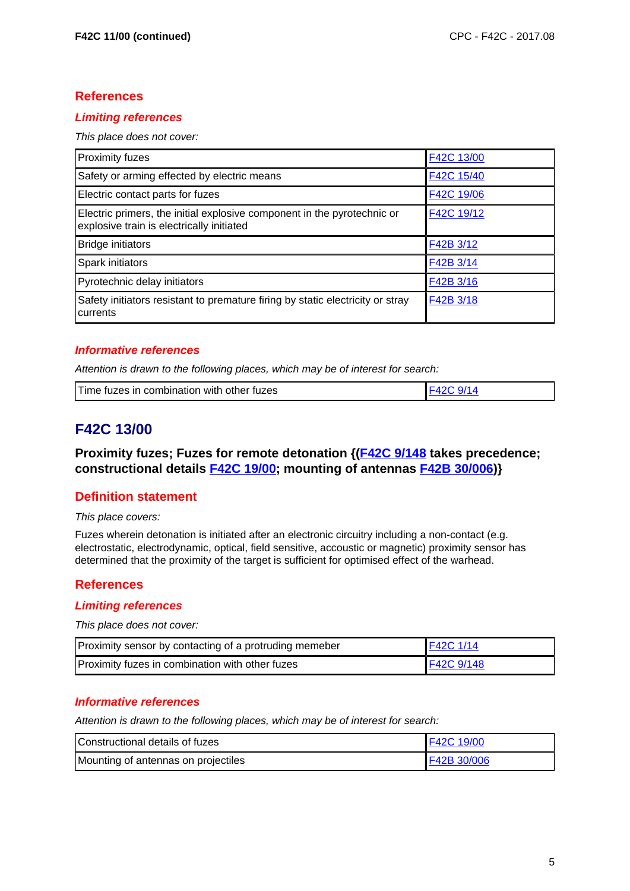**F42C 11/00 (continued)**

## References

### *Limiting references*

*This place does not cover:*

| | |
|---|---|
| Proximity fuzes | F42C 13/00 |
| Safety or arming effected by electric means | F42C 15/40 |
| Electric contact parts for fuzes | F42C 19/06 |
| Electric primers, the initial explosive component in the pyrotechnic or explosive train is electrically initiated | F42C 19/12 |
| Bridge initiators | F42B 3/12 |
| Spark initiators | F42B 3/14 |
| Pyrotechnic delay initiators | F42B 3/16 |
| Safety initiators resistant to premature firing by static electricity or stray currents | F42B 3/18 |

### *Informative references*

*Attention is drawn to the following places, which may be of interest for search:*

| | |
|---|---|
| Time fuzes in combination with other fuzes | F42C 9/14 |

# F42C 13/00

**Proximity fuzes; Fuzes for remote detonation {(F42C 9/148 takes precedence; constructional details F42C 19/00; mounting of antennas F42B 30/006)}**

## Definition statement

*This place covers:*

Fuzes wherein detonation is initiated after an electronic circuitry including a non-contact (e.g. electrostatic, electrodynamic, optical, field sensitive, accoustic or magnetic) proximity sensor has determined that the proximity of the target is sufficient for optimised effect of the warhead.

## References

### *Limiting references*

*This place does not cover:*

| | |
|---|---|
| Proximity sensor by contacting of a protruding memeber | F42C 1/14 |
| Proximity fuzes in combination with other fuzes | F42C 9/148 |

### *Informative references*

*Attention is drawn to the following places, which may be of interest for search:*

| | |
|---|---|
| Constructional details of fuzes | F42C 19/00 |
| Mounting of antennas on projectiles | F42B 30/006 |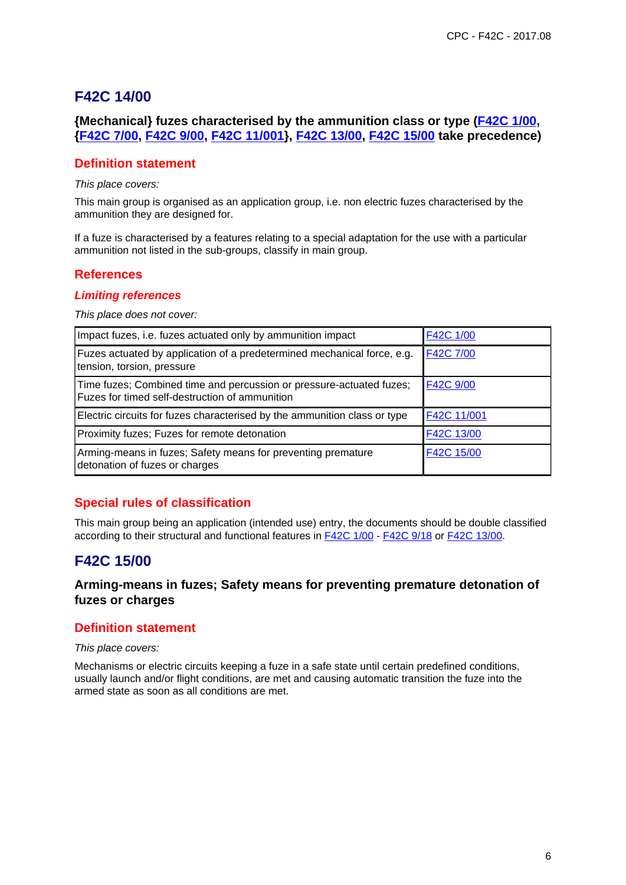# F42C 14/00

### {Mechanical} fuzes characterised by the ammunition class or type (F42C 1/00, {F42C 7/00, F42C 9/00, F42C 11/001}, F42C 13/00, F42C 15/00 take precedence)

## Definition statement

*This place covers:*

This main group is organised as an application group, i.e. non electric fuzes characterised by the ammunition they are designed for.

If a fuze is characterised by a features relating to a special adaptation for the use with a particular ammunition not listed in the sub-groups, classify in main group.

## References

### *Limiting references*

*This place does not cover:*

| | |
|---|---|
| Impact fuzes, i.e. fuzes actuated only by ammunition impact | F42C 1/00 |
| Fuzes actuated by application of a predetermined mechanical force, e.g. tension, torsion, pressure | F42C 7/00 |
| Time fuzes; Combined time and percussion or pressure-actuated fuzes; Fuzes for timed self-destruction of ammunition | F42C 9/00 |
| Electric circuits for fuzes characterised by the ammunition class or type | F42C 11/001 |
| Proximity fuzes; Fuzes for remote detonation | F42C 13/00 |
| Arming-means in fuzes; Safety means for preventing premature detonation of fuzes or charges | F42C 15/00 |

## Special rules of classification

This main group being an application (intended use) entry, the documents should be double classified according to their structural and functional features in F42C 1/00 - F42C 9/18 or F42C 13/00.

# F42C 15/00

### Arming-means in fuzes; Safety means for preventing premature detonation of fuzes or charges

## Definition statement

*This place covers:*

Mechanisms or electric circuits keeping a fuze in a safe state until certain predefined conditions, usually launch and/or flight conditions, are met and causing automatic transition the fuze into the armed state as soon as all conditions are met.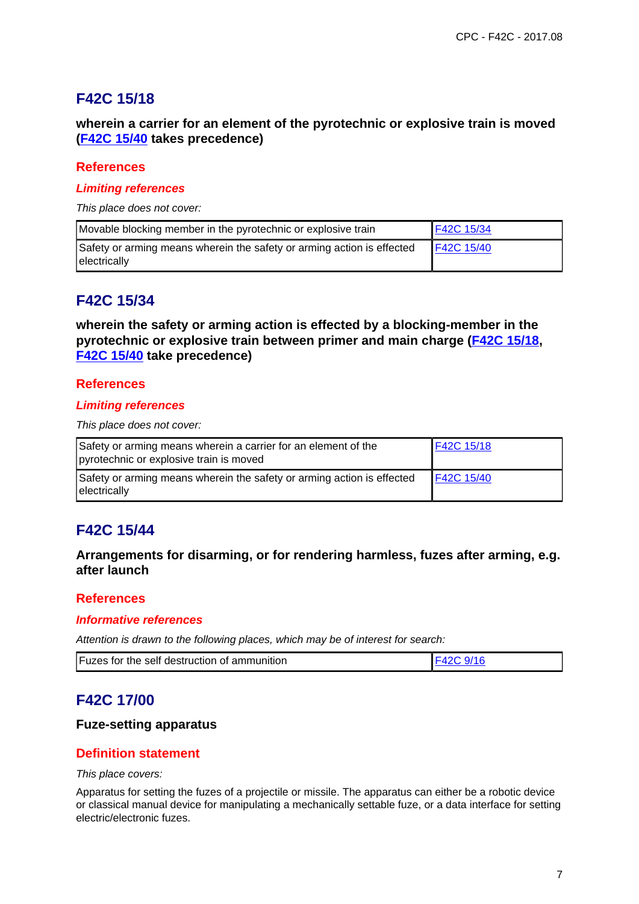## F42C 15/18

**wherein a carrier for an element of the pyrotechnic or explosive train is moved (F42C 15/40 takes precedence)**

### References

#### *Limiting references*

*This place does not cover:*

| | |
|---|---|
| Movable blocking member in the pyrotechnic or explosive train | F42C 15/34 |
| Safety or arming means wherein the safety or arming action is effected electrically | F42C 15/40 |

## F42C 15/34

**wherein the safety or arming action is effected by a blocking-member in the pyrotechnic or explosive train between primer and main charge (F42C 15/18, F42C 15/40 take precedence)**

### References

#### *Limiting references*

*This place does not cover:*

| | |
|---|---|
| Safety or arming means wherein a carrier for an element of the pyrotechnic or explosive train is moved | F42C 15/18 |
| Safety or arming means wherein the safety or arming action is effected electrically | F42C 15/40 |

## F42C 15/44

**Arrangements for disarming, or for rendering harmless, fuzes after arming, e.g. after launch**

### References

#### *Informative references*

*Attention is drawn to the following places, which may be of interest for search:*

| | |
|---|---|
| Fuzes for the self destruction of ammunition | F42C 9/16 |

## F42C 17/00

**Fuze-setting apparatus**

### Definition statement

*This place covers:*

Apparatus for setting the fuzes of a projectile or missile. The apparatus can either be a robotic device or classical manual device for manipulating a mechanically settable fuze, or a data interface for setting electric/electronic fuzes.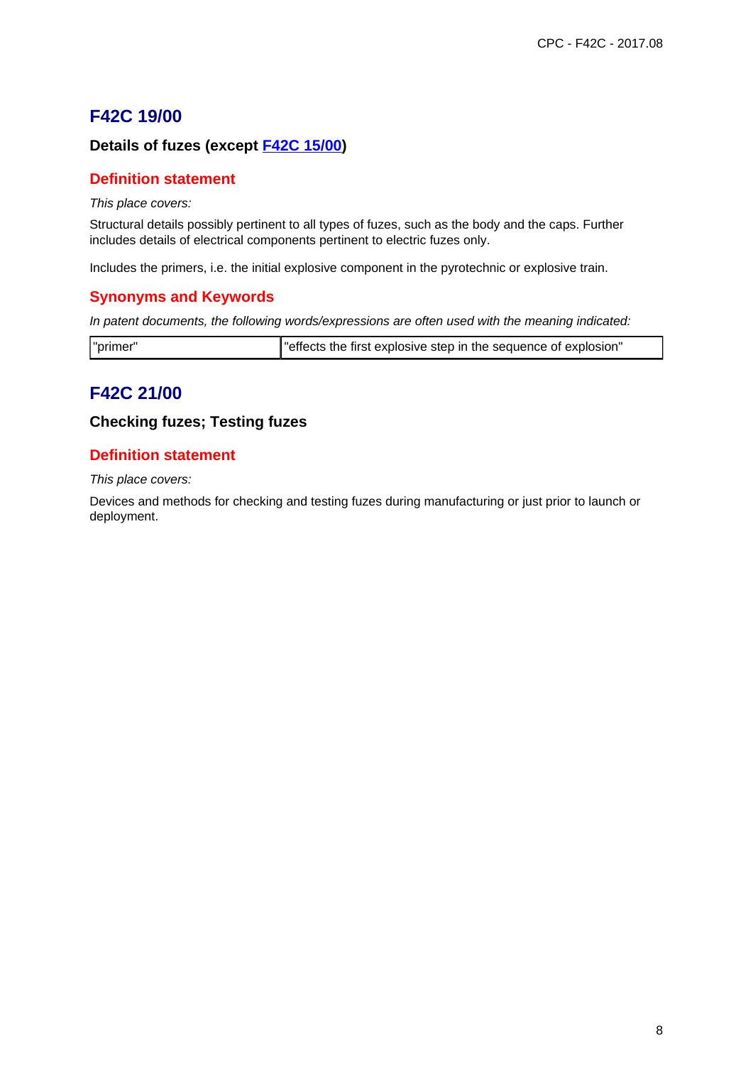## F42C 19/00

**Details of fuzes (except F42C 15/00)**

### Definition statement

*This place covers:*

Structural details possibly pertinent to all types of fuzes, such as the body and the caps. Further includes details of electrical components pertinent to electric fuzes only.

Includes the primers, i.e. the initial explosive component in the pyrotechnic or explosive train.

### Synonyms and Keywords

*In patent documents, the following words/expressions are often used with the meaning indicated:*

| | |
|---|---|
| "primer" | "effects the first explosive step in the sequence of explosion" |

## F42C 21/00

**Checking fuzes; Testing fuzes**

### Definition statement

*This place covers:*

Devices and methods for checking and testing fuzes during manufacturing or just prior to launch or deployment.